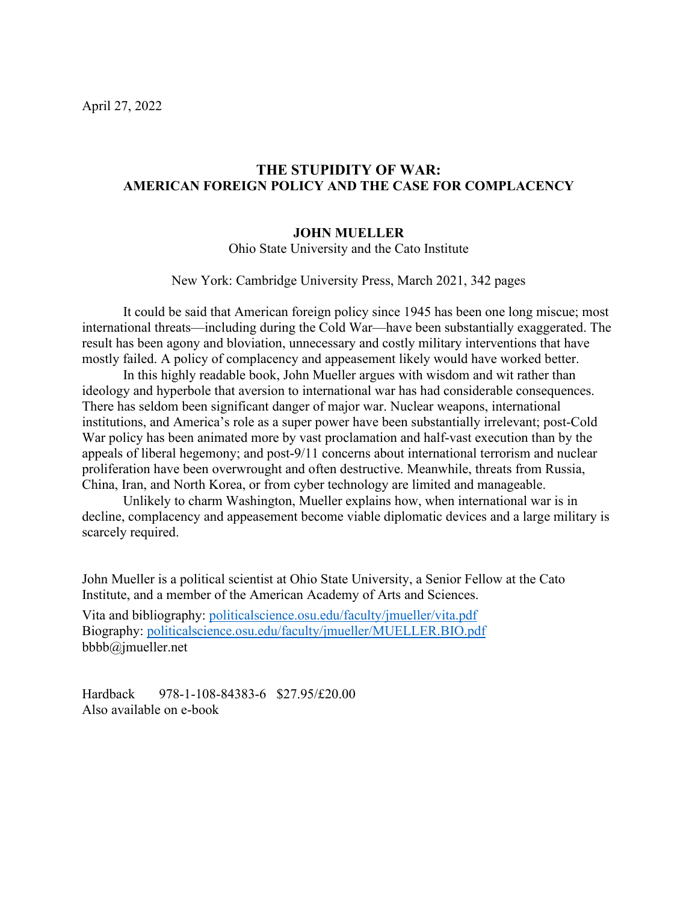April 27, 2022

## THE STUPIDITY OF WAR: AMERICAN FOREIGN POLICY AND THE CASE FOR COMPLACENCY

**JOHN MUELLER**

Ohio State University and the Cato Institute

New York: Cambridge University Press, March 2021, 342 pages

It could be said that American foreign policy since 1945 has been one long miscue; most international threats—including during the Cold War—have been substantially exaggerated. The result has been agony and bloviation, unnecessary and costly military interventions that have mostly failed. A policy of complacency and appeasement likely would have worked better.

In this highly readable book, John Mueller argues with wisdom and wit rather than ideology and hyperbole that aversion to international war has had considerable consequences. There has seldom been significant danger of major war. Nuclear weapons, international institutions, and America's role as a super power have been substantially irrelevant; post-Cold War policy has been animated more by vast proclamation and half-vast execution than by the appeals of liberal hegemony; and post-9/11 concerns about international terrorism and nuclear proliferation have been overwrought and often destructive. Meanwhile, threats from Russia, China, Iran, and North Korea, or from cyber technology are limited and manageable.

Unlikely to charm Washington, Mueller explains how, when international war is in decline, complacency and appeasement become viable diplomatic devices and a large military is scarcely required.

John Mueller is a political scientist at Ohio State University, a Senior Fellow at the Cato Institute, and a member of the American Academy of Arts and Sciences.

Vita and bibliography: [politicalscience.osu.edu/faculty/jmueller/vita.pdf](politicalscience.osu.edu/faculty/jmueller/vita.pdf)
Biography: [politicalscience.osu.edu/faculty/jmueller/MUELLER.BIO.pdf](politicalscience.osu.edu/faculty/jmueller/MUELLER.BIO.pdf)
bbbb@jmueller.net

Hardback 978-1-108-84383-6 $27.95/£20.00
Also available on e-book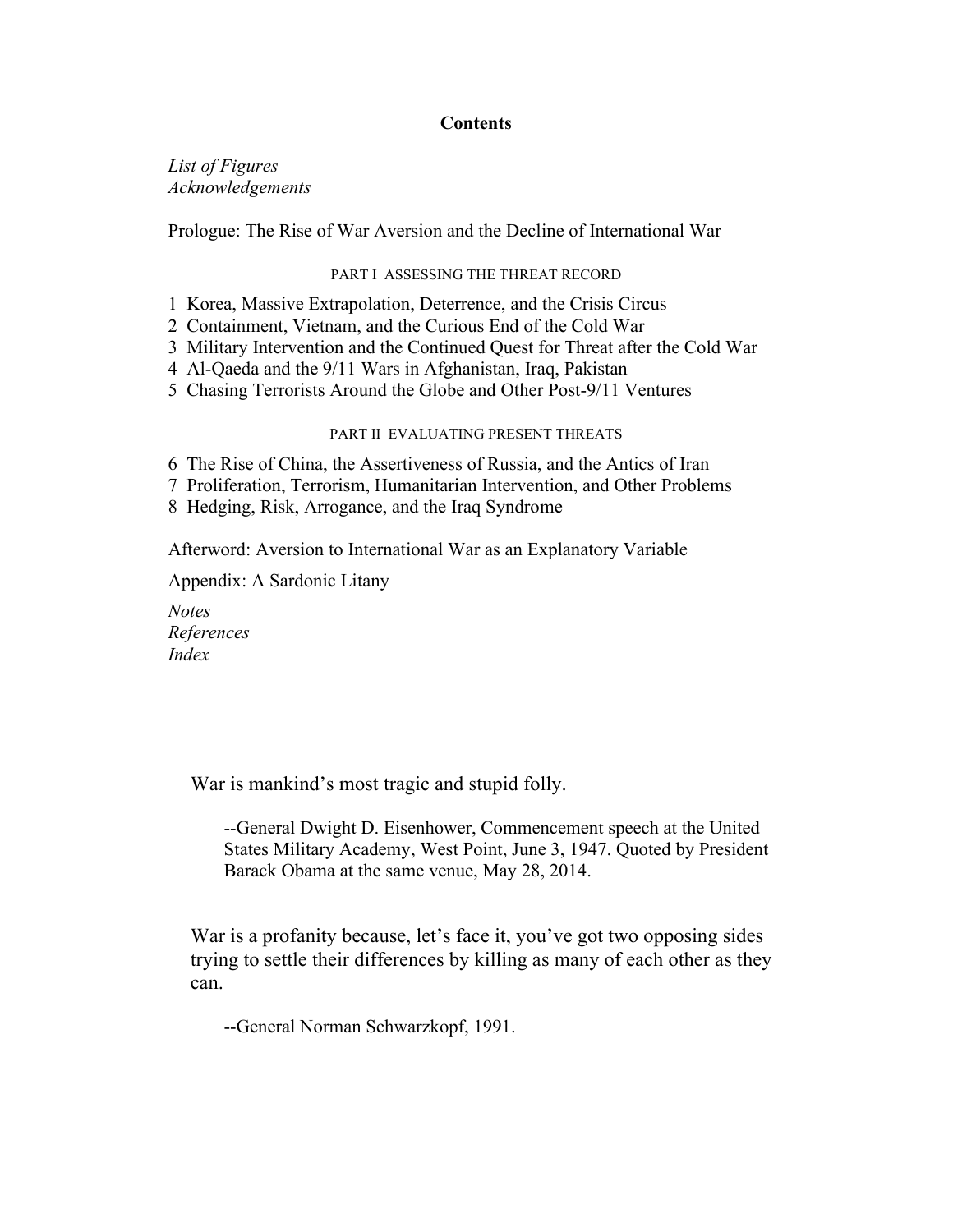# Contents

*List of Figures*
*Acknowledgements*

Prologue: The Rise of War Aversion and the Decline of International War

## PART I ASSESSING THE THREAT RECORD

1 Korea, Massive Extrapolation, Deterrence, and the Crisis Circus
2 Containment, Vietnam, and the Curious End of the Cold War
3 Military Intervention and the Continued Quest for Threat after the Cold War
4 Al-Qaeda and the 9/11 Wars in Afghanistan, Iraq, Pakistan
5 Chasing Terrorists Around the Globe and Other Post-9/11 Ventures

## PART II EVALUATING PRESENT THREATS

6 The Rise of China, the Assertiveness of Russia, and the Antics of Iran
7 Proliferation, Terrorism, Humanitarian Intervention, and Other Problems
8 Hedging, Risk, Arrogance, and the Iraq Syndrome

Afterword: Aversion to International War as an Explanatory Variable

Appendix: A Sardonic Litany

*Notes*
*References*
*Index*

> War is mankind's most tragic and stupid folly.
>
> --General Dwight D. Eisenhower, Commencement speech at the United States Military Academy, West Point, June 3, 1947. Quoted by President Barack Obama at the same venue, May 28, 2014.

> War is a profanity because, let's face it, you've got two opposing sides trying to settle their differences by killing as many of each other as they can.
>
> --General Norman Schwarzkopf, 1991.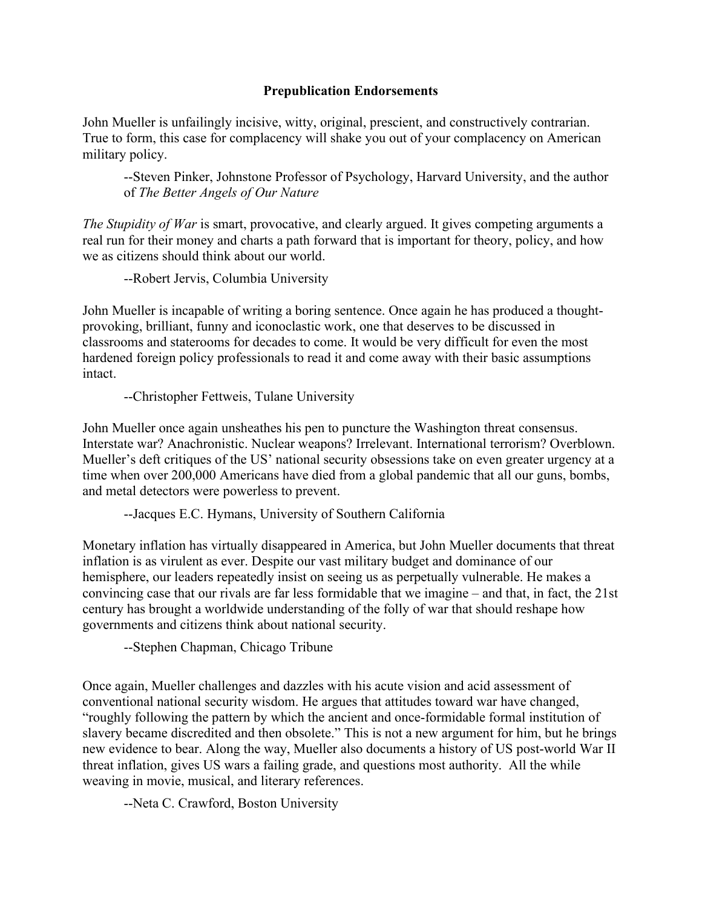**Prepublication Endorsements**

John Mueller is unfailingly incisive, witty, original, prescient, and constructively contrarian. True to form, this case for complacency will shake you out of your complacency on American military policy.

> --Steven Pinker, Johnstone Professor of Psychology, Harvard University, and the author of *The Better Angels of Our Nature*

*The Stupidity of War* is smart, provocative, and clearly argued. It gives competing arguments a real run for their money and charts a path forward that is important for theory, policy, and how we as citizens should think about our world.

> --Robert Jervis, Columbia University

John Mueller is incapable of writing a boring sentence. Once again he has produced a thought-provoking, brilliant, funny and iconoclastic work, one that deserves to be discussed in classrooms and staterooms for decades to come. It would be very difficult for even the most hardened foreign policy professionals to read it and come away with their basic assumptions intact.

> --Christopher Fettweis, Tulane University

John Mueller once again unsheathes his pen to puncture the Washington threat consensus. Interstate war? Anachronistic. Nuclear weapons? Irrelevant. International terrorism? Overblown. Mueller's deft critiques of the US' national security obsessions take on even greater urgency at a time when over 200,000 Americans have died from a global pandemic that all our guns, bombs, and metal detectors were powerless to prevent.

> --Jacques E.C. Hymans, University of Southern California

Monetary inflation has virtually disappeared in America, but John Mueller documents that threat inflation is as virulent as ever. Despite our vast military budget and dominance of our hemisphere, our leaders repeatedly insist on seeing us as perpetually vulnerable. He makes a convincing case that our rivals are far less formidable that we imagine – and that, in fact, the 21st century has brought a worldwide understanding of the folly of war that should reshape how governments and citizens think about national security.

> --Stephen Chapman, Chicago Tribune

Once again, Mueller challenges and dazzles with his acute vision and acid assessment of conventional national security wisdom. He argues that attitudes toward war have changed, "roughly following the pattern by which the ancient and once-formidable formal institution of slavery became discredited and then obsolete." This is not a new argument for him, but he brings new evidence to bear. Along the way, Mueller also documents a history of US post-world War II threat inflation, gives US wars a failing grade, and questions most authority. All the while weaving in movie, musical, and literary references.

> --Neta C. Crawford, Boston University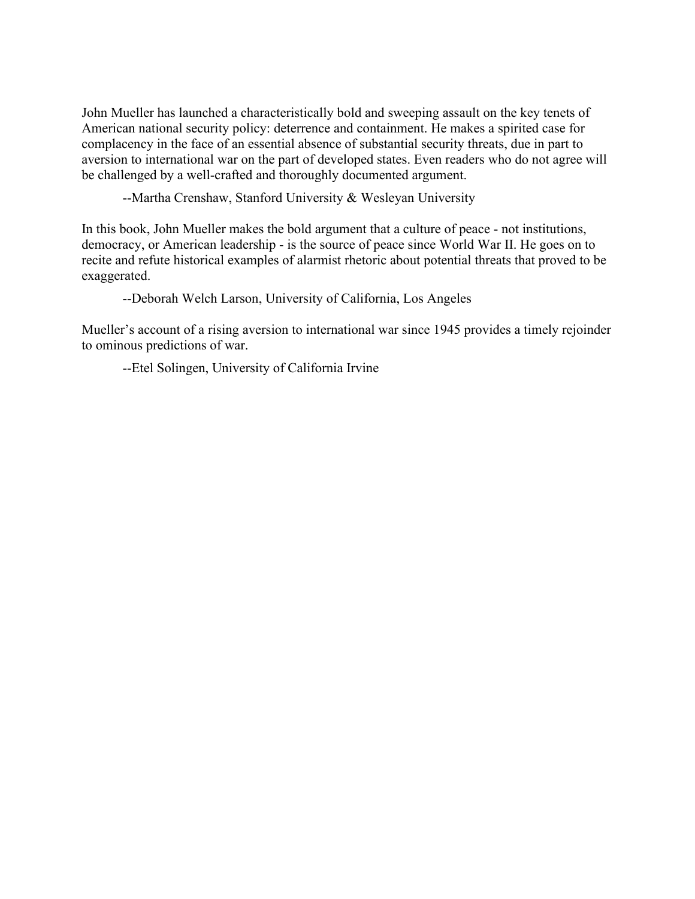John Mueller has launched a characteristically bold and sweeping assault on the key tenets of American national security policy: deterrence and containment. He makes a spirited case for complacency in the face of an essential absence of substantial security threats, due in part to aversion to international war on the part of developed states. Even readers who do not agree will be challenged by a well-crafted and thoroughly documented argument.

--Martha Crenshaw, Stanford University & Wesleyan University

In this book, John Mueller makes the bold argument that a culture of peace - not institutions, democracy, or American leadership - is the source of peace since World War II. He goes on to recite and refute historical examples of alarmist rhetoric about potential threats that proved to be exaggerated.

--Deborah Welch Larson, University of California, Los Angeles

Mueller's account of a rising aversion to international war since 1945 provides a timely rejoinder to ominous predictions of war.

--Etel Solingen, University of California Irvine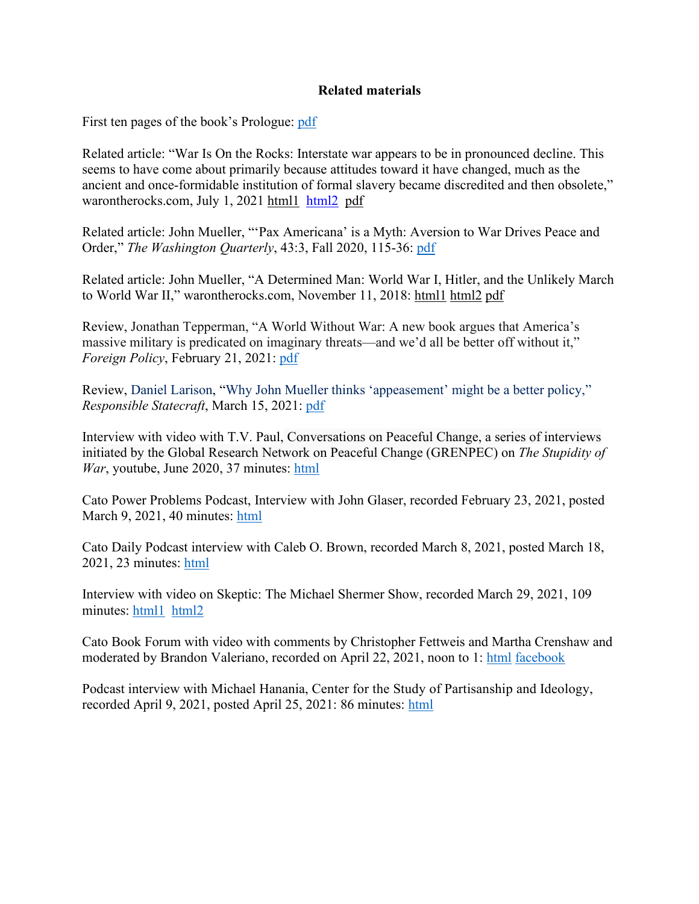**Related materials**

First ten pages of the book's Prologue: pdf

Related article: "War Is On the Rocks: Interstate war appears to be in pronounced decline. This seems to have come about primarily because attitudes toward it have changed, much as the ancient and once-formidable institution of formal slavery became discredited and then obsolete," warontherocks.com, July 1, 2021 html1 html2 pdf

Related article: John Mueller, "'Pax Americana' is a Myth: Aversion to War Drives Peace and Order," *The Washington Quarterly*, 43:3, Fall 2020, 115-36: pdf

Related article: John Mueller, "A Determined Man: World War I, Hitler, and the Unlikely March to World War II," warontherocks.com, November 11, 2018: html1 html2 pdf

Review, Jonathan Tepperman, "A World Without War: A new book argues that America's massive military is predicated on imaginary threats—and we'd all be better off without it," *Foreign Policy*, February 21, 2021: pdf

Review, Daniel Larison, "Why John Mueller thinks 'appeasement' might be a better policy," *Responsible Statecraft*, March 15, 2021: pdf

Interview with video with T.V. Paul, Conversations on Peaceful Change, a series of interviews initiated by the Global Research Network on Peaceful Change (GRENPEC) on *The Stupidity of War*, youtube, June 2020, 37 minutes: html

Cato Power Problems Podcast, Interview with John Glaser, recorded February 23, 2021, posted March 9, 2021, 40 minutes: html

Cato Daily Podcast interview with Caleb O. Brown, recorded March 8, 2021, posted March 18, 2021, 23 minutes: html

Interview with video on Skeptic: The Michael Shermer Show, recorded March 29, 2021, 109 minutes: html1 html2

Cato Book Forum with video with comments by Christopher Fettweis and Martha Crenshaw and moderated by Brandon Valeriano, recorded on April 22, 2021, noon to 1: html facebook

Podcast interview with Michael Hanania, Center for the Study of Partisanship and Ideology, recorded April 9, 2021, posted April 25, 2021: 86 minutes: html